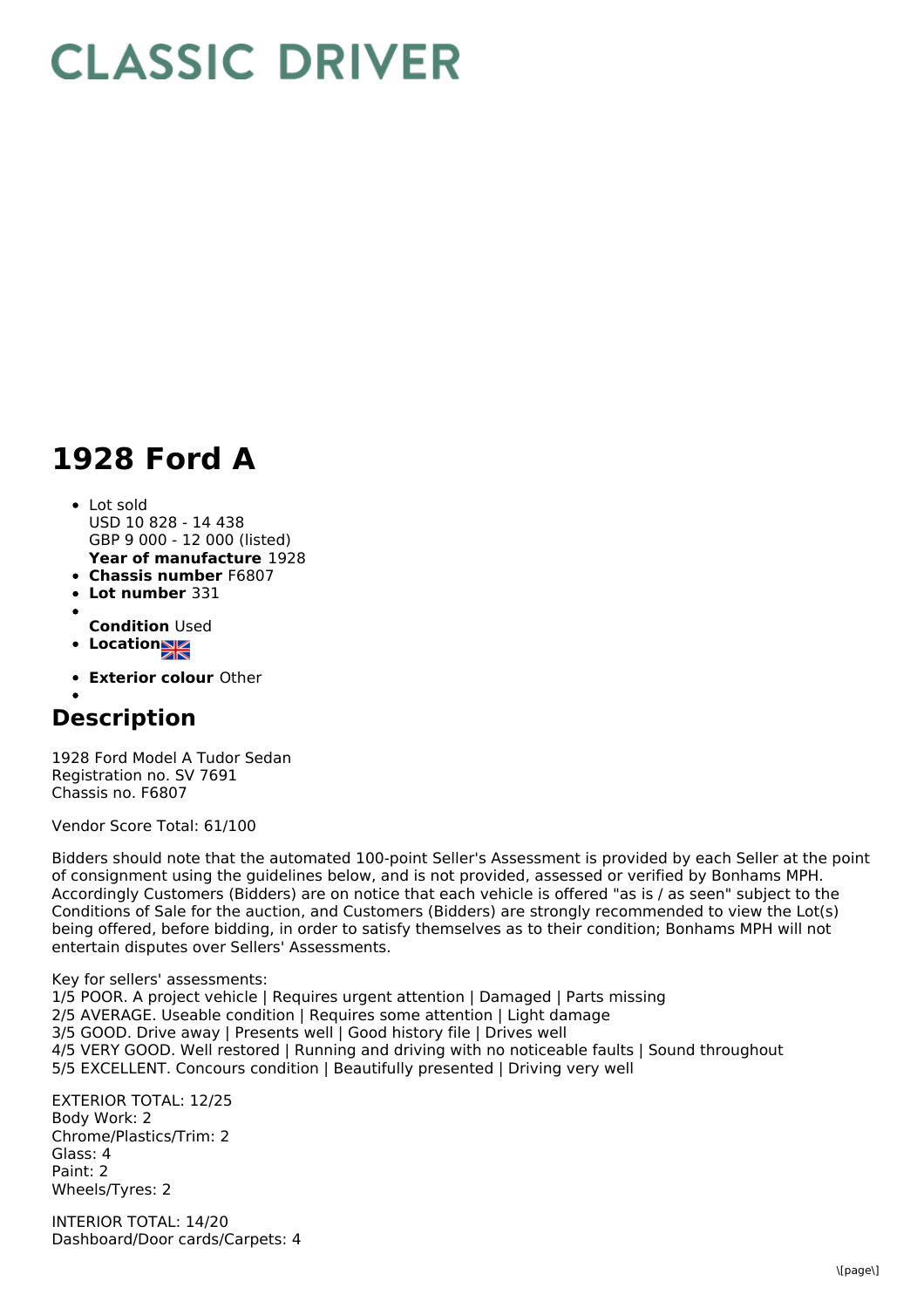# CLASSIC DRIVER

# 1928 Ford A

- Lot sold
  USD 10 828 - 14 438
  GBP 9 000 - 12 000 (listed)
  **Year of manufacture** 1928
- **Chassis number** F6807
- **Lot number** 331
- **Condition** Used
- **Location**
- **Exterior colour** Other

## Description

1928 Ford Model A Tudor Sedan
Registration no. SV 7691
Chassis no. F6807

Vendor Score Total: 61/100

Bidders should note that the automated 100-point Seller's Assessment is provided by each Seller at the point of consignment using the guidelines below, and is not provided, assessed or verified by Bonhams MPH. Accordingly Customers (Bidders) are on notice that each vehicle is offered "as is / as seen" subject to the Conditions of Sale for the auction, and Customers (Bidders) are strongly recommended to view the Lot(s) being offered, before bidding, in order to satisfy themselves as to their condition; Bonhams MPH will not entertain disputes over Sellers' Assessments.

Key for sellers' assessments:
1/5 POOR. A project vehicle | Requires urgent attention | Damaged | Parts missing
2/5 AVERAGE. Useable condition | Requires some attention | Light damage
3/5 GOOD. Drive away | Presents well | Good history file | Drives well
4/5 VERY GOOD. Well restored | Running and driving with no noticeable faults | Sound throughout
5/5 EXCELLENT. Concours condition | Beautifully presented | Driving very well

EXTERIOR TOTAL: 12/25
Body Work: 2
Chrome/Plastics/Trim: 2
Glass: 4
Paint: 2
Wheels/Tyres: 2

INTERIOR TOTAL: 14/20
Dashboard/Door cards/Carpets: 4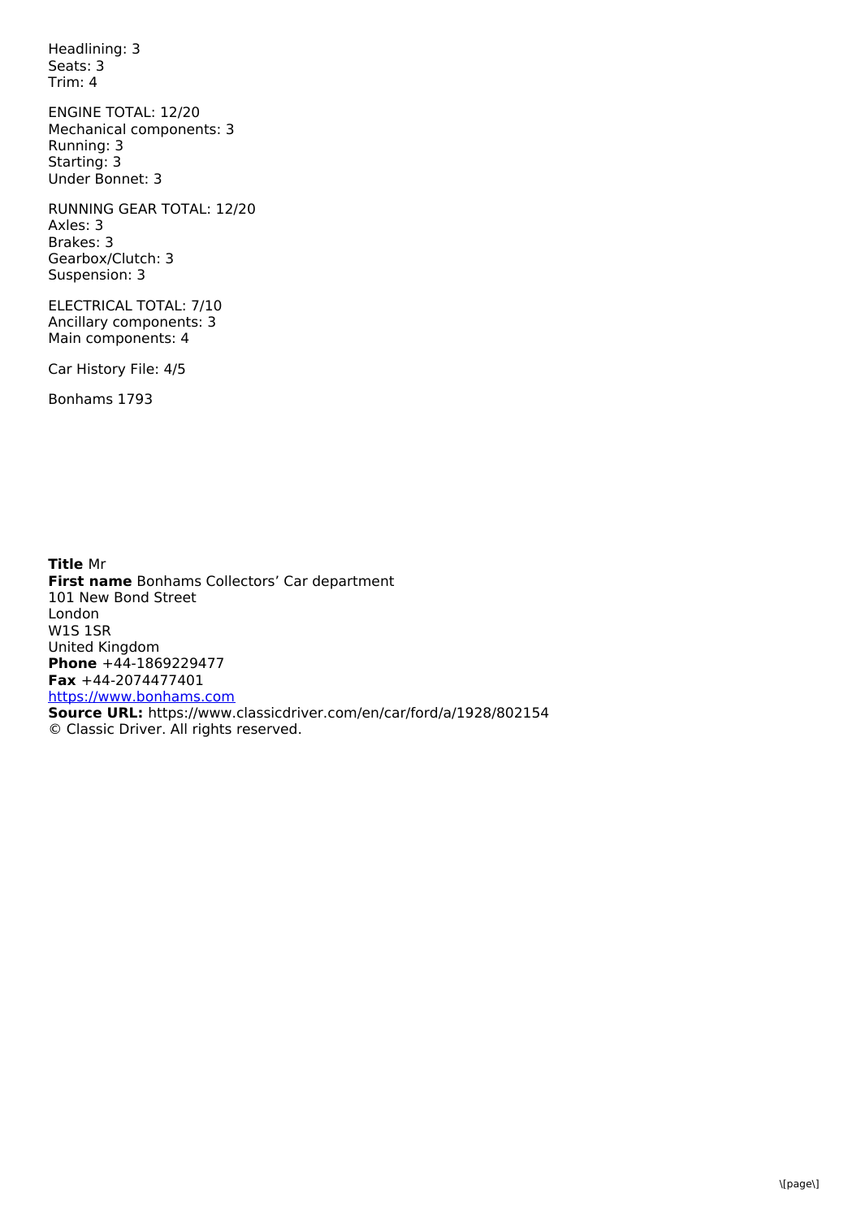Headlining: 3
Seats: 3
Trim: 4

ENGINE TOTAL: 12/20
Mechanical components: 3
Running: 3
Starting: 3
Under Bonnet: 3

RUNNING GEAR TOTAL: 12/20
Axles: 3
Brakes: 3
Gearbox/Clutch: 3
Suspension: 3

ELECTRICAL TOTAL: 7/10
Ancillary components: 3
Main components: 4

Car History File: 4/5

Bonhams 1793

**Title** Mr
**First name** Bonhams Collectors' Car department
101 New Bond Street
London
W1S 1SR
United Kingdom
**Phone** +44-1869229477
**Fax** +44-2074477401
https://www.bonhams.com
**Source URL:** https://www.classicdriver.com/en/car/ford/a/1928/802154
© Classic Driver. All rights reserved.